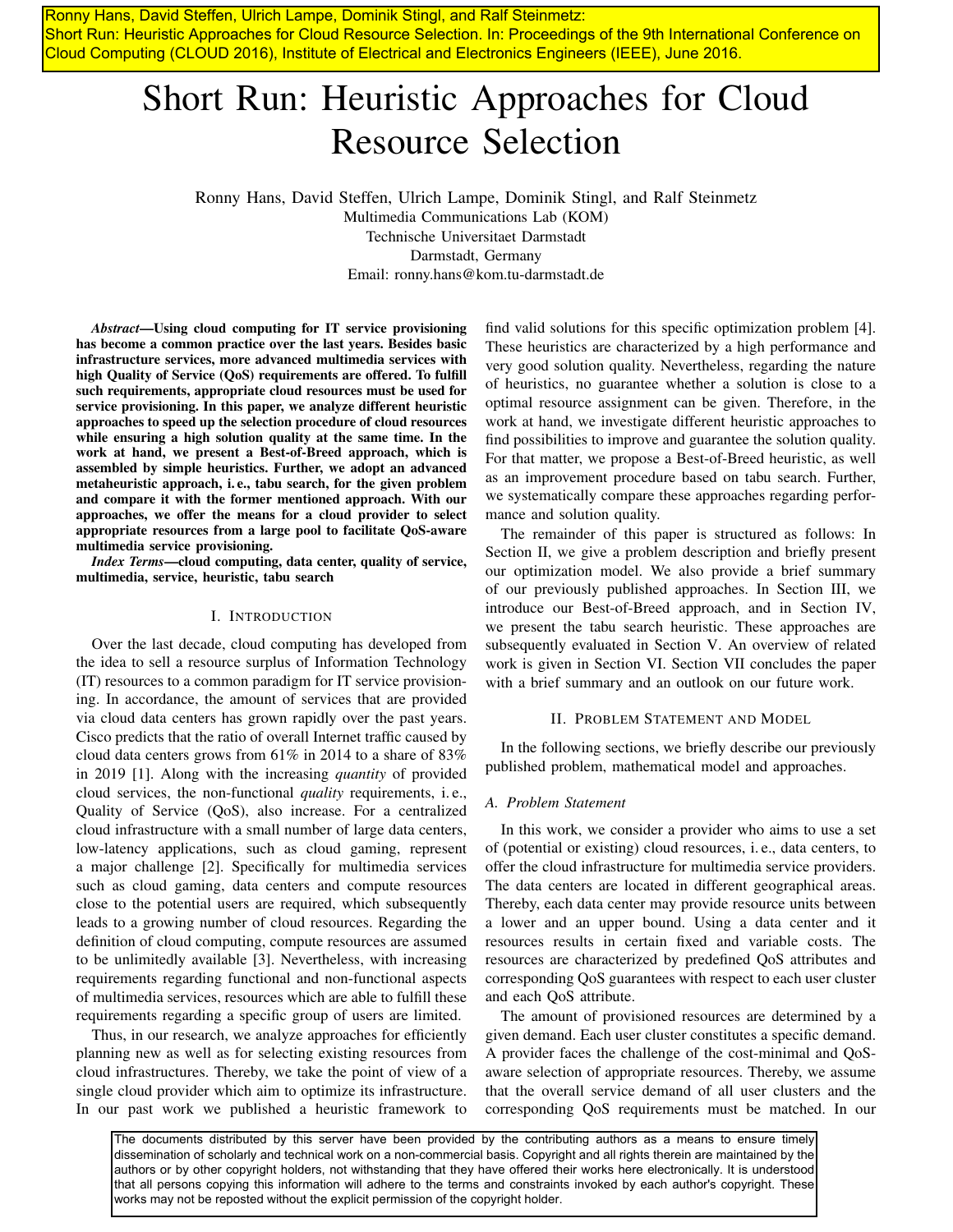Ronny Hans, David Steffen, Ulrich Lampe, Dominik Stingl, and Ralf Steinmetz:
Short Run: Heuristic Approaches for Cloud Resource Selection. In: Proceedings of the 9th International Conference on Cloud Computing (CLOUD 2016), Institute of Electrical and Electronics Engineers (IEEE), June 2016.

# Short Run: Heuristic Approaches for Cloud Resource Selection

Ronny Hans, David Steffen, Ulrich Lampe, Dominik Stingl, and Ralf Steinmetz
Multimedia Communications Lab (KOM)
Technische Universitaet Darmstadt
Darmstadt, Germany
Email: ronny.hans@kom.tu-darmstadt.de

***Abstract*—Using cloud computing for IT service provisioning has become a common practice over the last years. Besides basic infrastructure services, more advanced multimedia services with high Quality of Service (QoS) requirements are offered. To fulfill such requirements, appropriate cloud resources must be used for service provisioning. In this paper, we analyze different heuristic approaches to speed up the selection procedure of cloud resources while ensuring a high solution quality at the same time. In the work at hand, we present a Best-of-Breed approach, which is assembled by simple heuristics. Further, we adopt an advanced metaheuristic approach, i. e., tabu search, for the given problem and compare it with the former mentioned approach. With our approaches, we offer the means for a cloud provider to select appropriate resources from a large pool to facilitate QoS-aware multimedia service provisioning.**

***Index Terms*—cloud computing, data center, quality of service, multimedia, service, heuristic, tabu search**

## I. Introduction

Over the last decade, cloud computing has developed from the idea to sell a resource surplus of Information Technology (IT) resources to a common paradigm for IT service provisioning. In accordance, the amount of services that are provided via cloud data centers has grown rapidly over the past years. Cisco predicts that the ratio of overall Internet traffic caused by cloud data centers grows from 61% in 2014 to a share of 83% in 2019 [1]. Along with the increasing *quantity* of provided cloud services, the non-functional *quality* requirements, i. e., Quality of Service (QoS), also increase. For a centralized cloud infrastructure with a small number of large data centers, low-latency applications, such as cloud gaming, represent a major challenge [2]. Specifically for multimedia services such as cloud gaming, data centers and compute resources close to the potential users are required, which subsequently leads to a growing number of cloud resources. Regarding the definition of cloud computing, compute resources are assumed to be unlimitedly available [3]. Nevertheless, with increasing requirements regarding functional and non-functional aspects of multimedia services, resources which are able to fulfill these requirements regarding a specific group of users are limited.

Thus, in our research, we analyze approaches for efficiently planning new as well as for selecting existing resources from cloud infrastructures. Thereby, we take the point of view of a single cloud provider which aim to optimize its infrastructure. In our past work we published a heuristic framework to find valid solutions for this specific optimization problem [4]. These heuristics are characterized by a high performance and very good solution quality. Nevertheless, regarding the nature of heuristics, no guarantee whether a solution is close to a optimal resource assignment can be given. Therefore, in the work at hand, we investigate different heuristic approaches to find possibilities to improve and guarantee the solution quality. For that matter, we propose a Best-of-Breed heuristic, as well as an improvement procedure based on tabu search. Further, we systematically compare these approaches regarding performance and solution quality.

The remainder of this paper is structured as follows: In Section II, we give a problem description and briefly present our optimization model. We also provide a brief summary of our previously published approaches. In Section III, we introduce our Best-of-Breed approach, and in Section IV, we present the tabu search heuristic. These approaches are subsequently evaluated in Section V. An overview of related work is given in Section VI. Section VII concludes the paper with a brief summary and an outlook on our future work.

## II. Problem Statement and Model

In the following sections, we briefly describe our previously published problem, mathematical model and approaches.

### A. Problem Statement

In this work, we consider a provider who aims to use a set of (potential or existing) cloud resources, i. e., data centers, to offer the cloud infrastructure for multimedia service providers. The data centers are located in different geographical areas. Thereby, each data center may provide resource units between a lower and an upper bound. Using a data center and it resources results in certain fixed and variable costs. The resources are characterized by predefined QoS attributes and corresponding QoS guarantees with respect to each user cluster and each QoS attribute.

The amount of provisioned resources are determined by a given demand. Each user cluster constitutes a specific demand. A provider faces the challenge of the cost-minimal and QoS-aware selection of appropriate resources. Thereby, we assume that the overall service demand of all user clusters and the corresponding QoS requirements must be matched. In our

The documents distributed by this server have been provided by the contributing authors as a means to ensure timely dissemination of scholarly and technical work on a non-commercial basis. Copyright and all rights therein are maintained by the authors or by other copyright holders, not withstanding that they have offered their works here electronically. It is understood that all persons copying this information will adhere to the terms and constraints invoked by each author's copyright. These works may not be reposted without the explicit permission of the copyright holder.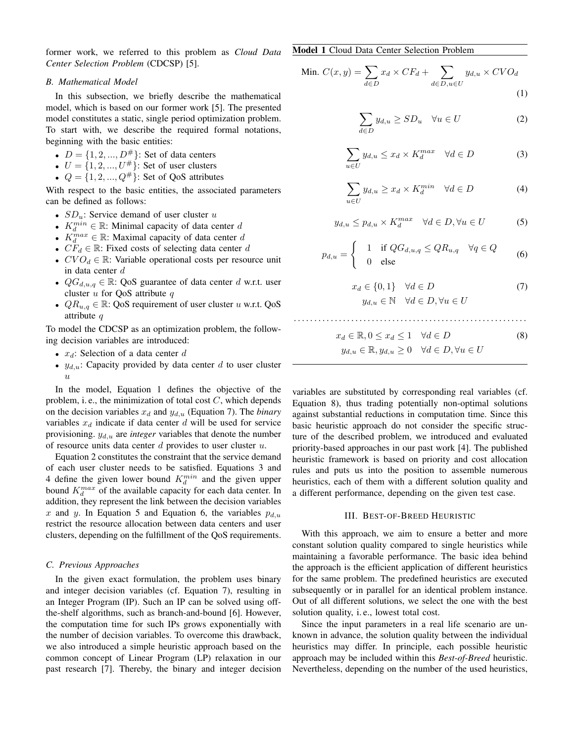former work, we referred to this problem as *Cloud Data Center Selection Problem* (CDCSP) [5].

### B. Mathematical Model

In this subsection, we briefly describe the mathematical model, which is based on our former work [5]. The presented model constitutes a static, single period optimization problem. To start with, we describe the required formal notations, beginning with the basic entities:

- $D = \{1, 2, ..., D^{\#}\}$: Set of data centers
- $U = \{1, 2, ..., U^{\#}\}$: Set of user clusters
- $Q = \{1, 2, ..., Q^{\#}\}$: Set of QoS attributes

With respect to the basic entities, the associated parameters can be defined as follows:

- $SD_u$: Service demand of user cluster $u$
- $K_d^{min} \in \mathbb{R}$: Minimal capacity of data center $d$
- $K_d^{max} \in \mathbb{R}$: Maximal capacity of data center $d$
- $CF_d \in \mathbb{R}$: Fixed costs of selecting data center $d$
- $CVO_d \in \mathbb{R}$: Variable operational costs per resource unit in data center $d$
- $QG_{d,u,q} \in \mathbb{R}$: QoS guarantee of data center $d$ w.r.t. user cluster $u$ for QoS attribute $q$
- $QR_{u,q} \in \mathbb{R}$: QoS requirement of user cluster $u$ w.r.t. QoS attribute $q$

To model the CDCSP as an optimization problem, the following decision variables are introduced:

- $x_d$: Selection of a data center $d$
- $y_{d,u}$: Capacity provided by data center $d$ to user cluster $u$

In the model, Equation 1 defines the objective of the problem, i. e., the minimization of total cost $C$, which depends on the decision variables $x_d$ and $y_{d,u}$ (Equation 7). The *binary* variables $x_d$ indicate if data center $d$ will be used for service provisioning. $y_{d,u}$ are *integer* variables that denote the number of resource units data center $d$ provides to user cluster $u$.

Equation 2 constitutes the constraint that the service demand of each user cluster needs to be satisfied. Equations 3 and 4 define the given lower bound $K_d^{min}$ and the given upper bound $K_d^{max}$ of the available capacity for each data center. In addition, they represent the link between the decision variables $x$ and $y$. In Equation 5 and Equation 6, the variables $p_{d,u}$ restrict the resource allocation between data centers and user clusters, depending on the fulfillment of the QoS requirements.

**Model 1** Cloud Data Center Selection Problem

$$\text{Min. } C(x,y) = \sum_{d \in D} x_d \times CF_d + \sum_{d \in D, u \in U} y_{d,u} \times CVO_d \tag{1}$$

$$\sum_{d \in D} y_{d,u} \geq SD_u \quad \forall u \in U \tag{2}$$

$$\sum_{u \in U} y_{d,u} \leq x_d \times K_d^{max} \quad \forall d \in D \tag{3}$$

$$\sum_{u \in U} y_{d,u} \geq x_d \times K_d^{min} \quad \forall d \in D \tag{4}$$

$$y_{d,u} \leq p_{d,u} \times K_d^{max} \quad \forall d \in D, \forall u \in U \tag{5}$$

$$p_{d,u} = \begin{cases} 1 & \text{if } QG_{d,u,q} \leq QR_{u,q} \quad \forall q \in Q \\ 0 & \text{else} \end{cases} \tag{6}$$

$$x_d \in \{0,1\} \quad \forall d \in D \tag{7}$$
$$y_{d,u} \in \mathbb{N} \quad \forall d \in D, \forall u \in U$$

. . . . . . . . . . . . . . . . . . . . . . . . . . . . . . . . . . . . . . . . . . . . . . . . . . . . . . .

$$x_d \in \mathbb{R}, 0 \leq x_d \leq 1 \quad \forall d \in D \tag{8}$$
$$y_{d,u} \in \mathbb{R}, y_{d,u} \geq 0 \quad \forall d \in D, \forall u \in U$$

### C. Previous Approaches

In the given exact formulation, the problem uses binary and integer decision variables (cf. Equation 7), resulting in an Integer Program (IP). Such an IP can be solved using off-the-shelf algorithms, such as branch-and-bound [6]. However, the computation time for such IPs grows exponentially with the number of decision variables. To overcome this drawback, we also introduced a simple heuristic approach based on the common concept of Linear Program (LP) relaxation in our past research [7]. Thereby, the binary and integer decision variables are substituted by corresponding real variables (cf. Equation 8), thus trading potentially non-optimal solutions against substantial reductions in computation time. Since this basic heuristic approach do not consider the specific structure of the described problem, we introduced and evaluated priority-based approaches in our past work [4]. The published heuristic framework is based on priority and cost allocation rules and puts us into the position to assemble numerous heuristics, each of them with a different solution quality and a different performance, depending on the given test case.

## III. Best-of-Breed Heuristic

With this approach, we aim to ensure a better and more constant solution quality compared to single heuristics while maintaining a favorable performance. The basic idea behind the approach is the efficient application of different heuristics for the same problem. The predefined heuristics are executed subsequently or in parallel for an identical problem instance. Out of all different solutions, we select the one with the best solution quality, i. e., lowest total cost.

Since the input parameters in a real life scenario are unknown in advance, the solution quality between the individual heuristics may differ. In principle, each possible heuristic approach may be included within this *Best-of-Breed* heuristic. Nevertheless, depending on the number of the used heuristics,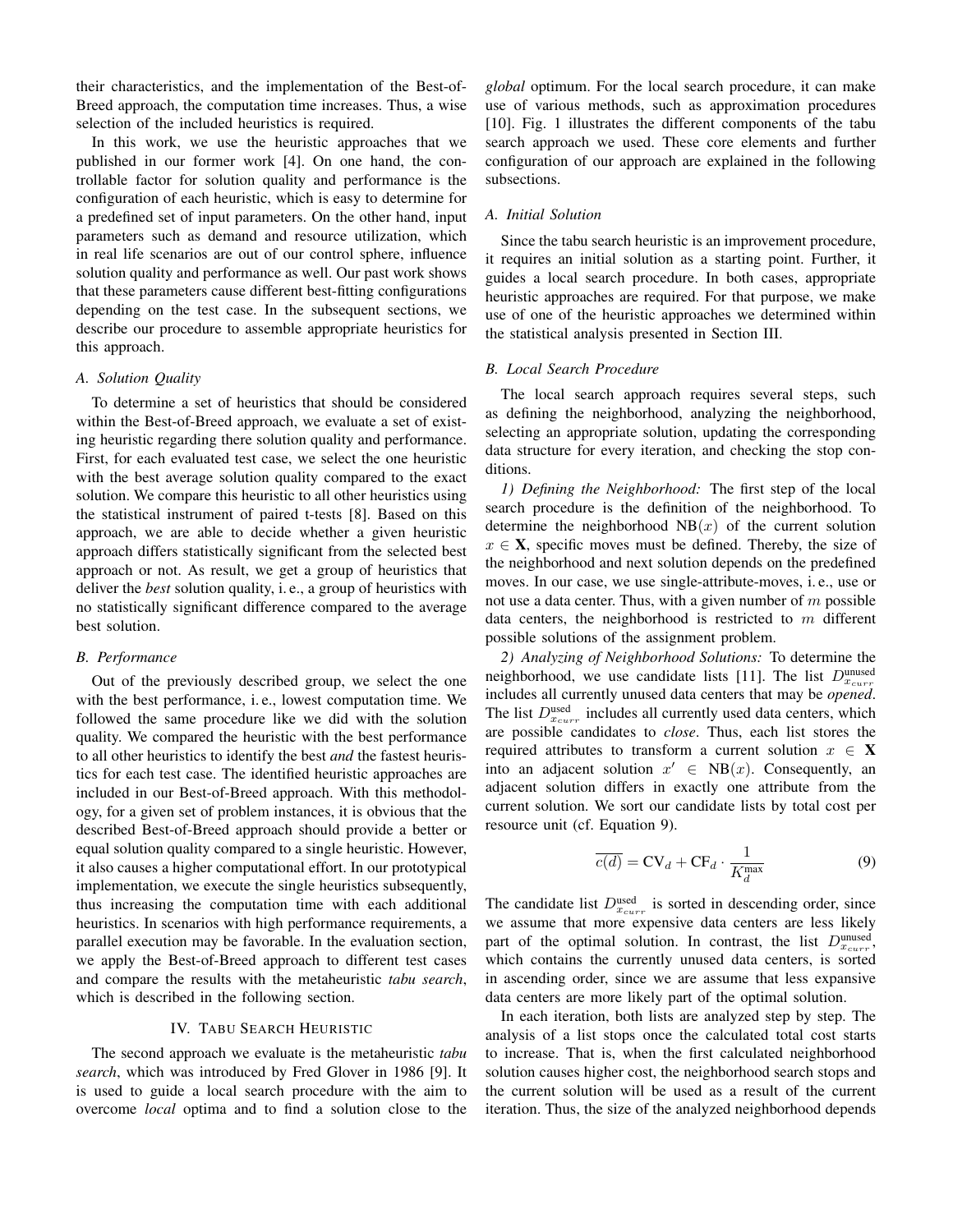their characteristics, and the implementation of the Best-of-Breed approach, the computation time increases. Thus, a wise selection of the included heuristics is required.

In this work, we use the heuristic approaches that we published in our former work [4]. On one hand, the controllable factor for solution quality and performance is the configuration of each heuristic, which is easy to determine for a predefined set of input parameters. On the other hand, input parameters such as demand and resource utilization, which in real life scenarios are out of our control sphere, influence solution quality and performance as well. Our past work shows that these parameters cause different best-fitting configurations depending on the test case. In the subsequent sections, we describe our procedure to assemble appropriate heuristics for this approach.

### A. Solution Quality

To determine a set of heuristics that should be considered within the Best-of-Breed approach, we evaluate a set of existing heuristic regarding there solution quality and performance. First, for each evaluated test case, we select the one heuristic with the best average solution quality compared to the exact solution. We compare this heuristic to all other heuristics using the statistical instrument of paired t-tests [8]. Based on this approach, we are able to decide whether a given heuristic approach differs statistically significant from the selected best approach or not. As result, we get a group of heuristics that deliver the *best* solution quality, i. e., a group of heuristics with no statistically significant difference compared to the average best solution.

### B. Performance

Out of the previously described group, we select the one with the best performance, i. e., lowest computation time. We followed the same procedure like we did with the solution quality. We compared the heuristic with the best performance to all other heuristics to identify the best *and* the fastest heuristics for each test case. The identified heuristic approaches are included in our Best-of-Breed approach. With this methodology, for a given set of problem instances, it is obvious that the described Best-of-Breed approach should provide a better or equal solution quality compared to a single heuristic. However, it also causes a higher computational effort. In our prototypical implementation, we execute the single heuristics subsequently, thus increasing the computation time with each additional heuristics. In scenarios with high performance requirements, a parallel execution may be favorable. In the evaluation section, we apply the Best-of-Breed approach to different test cases and compare the results with the metaheuristic *tabu search*, which is described in the following section.

## IV. Tabu Search Heuristic

The second approach we evaluate is the metaheuristic *tabu search*, which was introduced by Fred Glover in 1986 [9]. It is used to guide a local search procedure with the aim to overcome *local* optima and to find a solution close to the *global* optimum. For the local search procedure, it can make use of various methods, such as approximation procedures [10]. Fig. 1 illustrates the different components of the tabu search approach we used. These core elements and further configuration of our approach are explained in the following subsections.

### A. Initial Solution

Since the tabu search heuristic is an improvement procedure, it requires an initial solution as a starting point. Further, it guides a local search procedure. In both cases, appropriate heuristic approaches are required. For that purpose, we make use of one of the heuristic approaches we determined within the statistical analysis presented in Section III.

### B. Local Search Procedure

The local search approach requires several steps, such as defining the neighborhood, analyzing the neighborhood, selecting an appropriate solution, updating the corresponding data structure for every iteration, and checking the stop conditions.

*1) Defining the Neighborhood:* The first step of the local search procedure is the definition of the neighborhood. To determine the neighborhood $\text{NB}(x)$ of the current solution $x \in \mathbf{X}$, specific moves must be defined. Thereby, the size of the neighborhood and next solution depends on the predefined moves. In our case, we use single-attribute-moves, i. e., use or not use a data center. Thus, with a given number of $m$ possible data centers, the neighborhood is restricted to $m$ different possible solutions of the assignment problem.

*2) Analyzing of Neighborhood Solutions:* To determine the neighborhood, we use candidate lists [11]. The list $D^{\text{unused}}_{x_{curr}}$ includes all currently unused data centers that may be *opened*. The list $D^{\text{used}}_{x_{curr}}$ includes all currently used data centers, which are possible candidates to *close*. Thus, each list stores the required attributes to transform a current solution $x \in \mathbf{X}$ into an adjacent solution $x' \in \text{NB}(x)$. Consequently, an adjacent solution differs in exactly one attribute from the current solution. We sort our candidate lists by total cost per resource unit (cf. Equation 9).

$$\overline{c(d)} = \text{CV}_d + \text{CF}_d \cdot \frac{1}{K^{\max}_d} \tag{9}$$

The candidate list $D^{\text{used}}_{x_{curr}}$ is sorted in descending order, since we assume that more expensive data centers are less likely part of the optimal solution. In contrast, the list $D^{\text{unused}}_{x_{curr}}$, which contains the currently unused data centers, is sorted in ascending order, since we are assume that less expansive data centers are more likely part of the optimal solution.

In each iteration, both lists are analyzed step by step. The analysis of a list stops once the calculated total cost starts to increase. That is, when the first calculated neighborhood solution causes higher cost, the neighborhood search stops and the current solution will be used as a result of the current iteration. Thus, the size of the analyzed neighborhood depends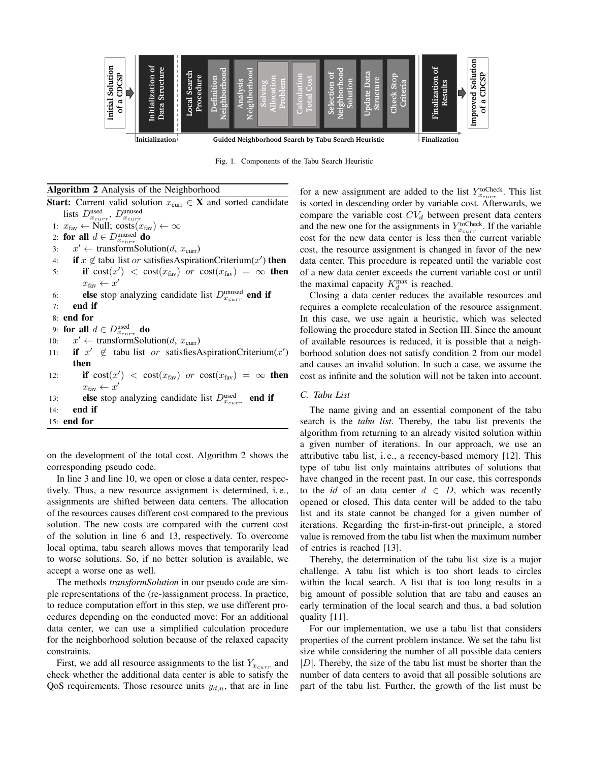Fig. 1. Components of the Tabu Search Heuristic

**Algorithm 2** Analysis of the Neighborhood

**Start:** Current valid solution $x_{\text{curr}} \in \mathbf{X}$ and sorted candidate lists $D^{\text{used}}_{x_{curr}}$, $D^{\text{unused}}_{x_{curr}}$

```
1:  x_fav ← Null; costs(x_fav) ← ∞
2:  for all d ∈ D^unused_{x_curr} do
3:      x' ← transformSolution(d, x_curr)
4:      if x ∉ tabu list or satisfiesAspirationCriterium(x') then
5:          if cost(x') < cost(x_fav) or cost(x_fav) = ∞ then
            x_fav ← x'
6:          else stop analyzing candidate list D^unused_{x_curr} end if
7:      end if
8:  end for
9:  for all d ∈ D^used_{x_curr} do
10:     x' ← transformSolution(d, x_curr)
11:     if x' ∉ tabu list or satisfiesAspirationCriterium(x')
        then
12:         if cost(x') < cost(x_fav) or cost(x_fav) = ∞ then
            x_fav ← x'
13:         else stop analyzing candidate list D^used_{x_curr} end if
14:     end if
15: end for
```

on the development of the total cost. Algorithm 2 shows the corresponding pseudo code.

In line 3 and line 10, we open or close a data center, respectively. Thus, a new resource assignment is determined, i. e., assignments are shifted between data centers. The allocation of the resources causes different cost compared to the previous solution. The new costs are compared with the current cost of the solution in line 6 and 13, respectively. To overcome local optima, tabu search allows moves that temporarily lead to worse solutions. So, if no better solution is available, we accept a worse one as well.

The methods *transformSolution* in our pseudo code are simple representations of the (re-)assignment process. In practice, to reduce computation effort in this step, we use different procedures depending on the conducted move: For an additional data center, we can use a simplified calculation procedure for the neighborhood solution because of the relaxed capacity constraints.

First, we add all resource assignments to the list $Y_{x_{curr}}$ and check whether the additional data center is able to satisfy the QoS requirements. Those resource units $y_{d,u}$, that are in line for a new assignment are added to the list $Y^{\text{toCheck}}_{x_{curr}}$. This list is sorted in descending order by variable cost. Afterwards, we compare the variable cost $CV_d$ between present data centers and the new one for the assignments in $Y^{\text{toCheck}}_{x_{curr}}$. If the variable cost for the new data center is less then the current variable cost, the resource assignment is changed in favor of the new data center. This procedure is repeated until the variable cost of a new data center exceeds the current variable cost or until the maximal capacity $K^{\max}_d$ is reached.

Closing a data center reduces the available resources and requires a complete recalculation of the resource assignment. In this case, we use again a heuristic, which was selected following the procedure stated in Section III. Since the amount of available resources is reduced, it is possible that a neighborhood solution does not satisfy condition 2 from our model and causes an invalid solution. In such a case, we assume the cost as infinite and the solution will not be taken into account.

### C. Tabu List

The name giving and an essential component of the tabu search is the *tabu list*. Thereby, the tabu list prevents the algorithm from returning to an already visited solution within a given number of iterations. In our approach, we use an attributive tabu list, i. e., a recency-based memory [12]. This type of tabu list only maintains attributes of solutions that have changed in the recent past. In our case, this corresponds to the *id* of an data center $d \in D$, which was recently opened or closed. This data center will be added to the tabu list and its state cannot be changed for a given number of iterations. Regarding the first-in-first-out principle, a stored value is removed from the tabu list when the maximum number of entries is reached [13].

Thereby, the determination of the tabu list size is a major challenge. A tabu list which is too short leads to circles within the local search. A list that is too long results in a big amount of possible solution that are tabu and causes an early termination of the local search and thus, a bad solution quality [11].

For our implementation, we use a tabu list that considers properties of the current problem instance. We set the tabu list size while considering the number of all possible data centers $|D|$. Thereby, the size of the tabu list must be shorter than the number of data centers to avoid that all possible solutions are part of the tabu list. Further, the growth of the list must be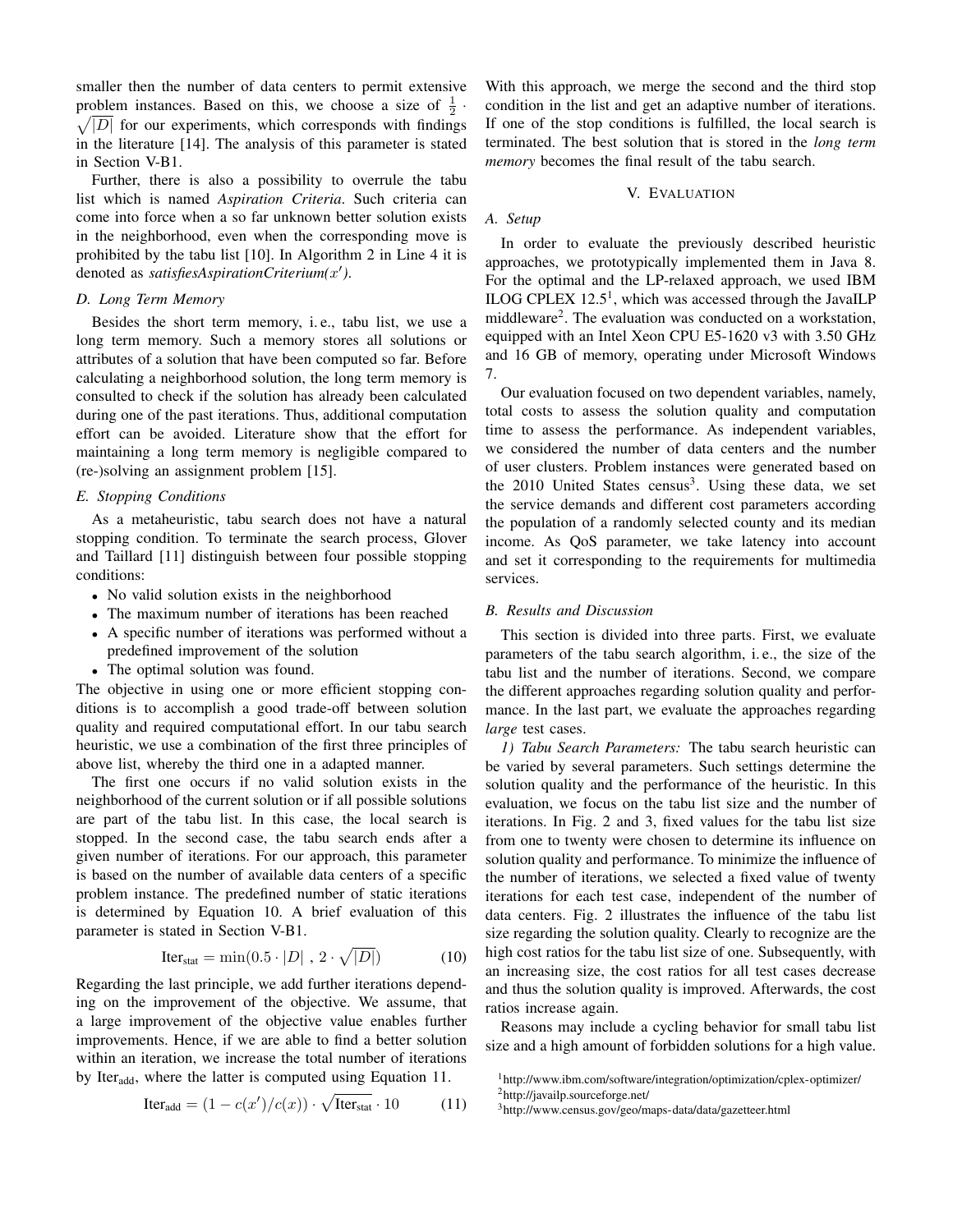smaller then the number of data centers to permit extensive problem instances. Based on this, we choose a size of $\frac{1}{2} \cdot \sqrt{|D|}$ for our experiments, which corresponds with findings in the literature [14]. The analysis of this parameter is stated in Section V-B1.

Further, there is also a possibility to overrule the tabu list which is named *Aspiration Criteria*. Such criteria can come into force when a so far unknown better solution exists in the neighborhood, even when the corresponding move is prohibited by the tabu list [10]. In Algorithm 2 in Line 4 it is denoted as *satisfiesAspirationCriterium($x'$)*.

### D. Long Term Memory

Besides the short term memory, i. e., tabu list, we use a long term memory. Such a memory stores all solutions or attributes of a solution that have been computed so far. Before calculating a neighborhood solution, the long term memory is consulted to check if the solution has already been calculated during one of the past iterations. Thus, additional computation effort can be avoided. Literature show that the effort for maintaining a long term memory is negligible compared to (re-)solving an assignment problem [15].

### E. Stopping Conditions

As a metaheuristic, tabu search does not have a natural stopping condition. To terminate the search process, Glover and Taillard [11] distinguish between four possible stopping conditions:

- No valid solution exists in the neighborhood
- The maximum number of iterations has been reached
- A specific number of iterations was performed without a predefined improvement of the solution
- The optimal solution was found.

The objective in using one or more efficient stopping conditions is to accomplish a good trade-off between solution quality and required computational effort. In our tabu search heuristic, we use a combination of the first three principles of above list, whereby the third one in a adapted manner.

The first one occurs if no valid solution exists in the neighborhood of the current solution or if all possible solutions are part of the tabu list. In this case, the local search is stopped. In the second case, the tabu search ends after a given number of iterations. For our approach, this parameter is based on the number of available data centers of a specific problem instance. The predefined number of static iterations is determined by Equation 10. A brief evaluation of this parameter is stated in Section V-B1.

$$\text{Iter}_{\text{stat}} = \min(0.5 \cdot |D| \ , \ 2 \cdot \sqrt{|D|}) \tag{10}$$

Regarding the last principle, we add further iterations depending on the improvement of the objective. We assume, that a large improvement of the objective value enables further improvements. Hence, if we are able to find a better solution within an iteration, we increase the total number of iterations by $\text{Iter}_{\text{add}}$, where the latter is computed using Equation 11.

$$\text{Iter}_{\text{add}} = (1 - c(x')/c(x)) \cdot \sqrt{\text{Iter}_{\text{stat}}} \cdot 10 \tag{11}$$

With this approach, we merge the second and the third stop condition in the list and get an adaptive number of iterations. If one of the stop conditions is fulfilled, the local search is terminated. The best solution that is stored in the *long term memory* becomes the final result of the tabu search.

## V. Evaluation

### A. Setup

In order to evaluate the previously described heuristic approaches, we prototypically implemented them in Java 8. For the optimal and the LP-relaxed approach, we used IBM ILOG CPLEX 12.5[1], which was accessed through the JavaILP middleware[2]. The evaluation was conducted on a workstation, equipped with an Intel Xeon CPU E5-1620 v3 with 3.50 GHz and 16 GB of memory, operating under Microsoft Windows 7.

Our evaluation focused on two dependent variables, namely, total costs to assess the solution quality and computation time to assess the performance. As independent variables, we considered the number of data centers and the number of user clusters. Problem instances were generated based on the 2010 United States census[3]. Using these data, we set the service demands and different cost parameters according the population of a randomly selected county and its median income. As QoS parameter, we take latency into account and set it corresponding to the requirements for multimedia services.

### B. Results and Discussion

This section is divided into three parts. First, we evaluate parameters of the tabu search algorithm, i. e., the size of the tabu list and the number of iterations. Second, we compare the different approaches regarding solution quality and performance. In the last part, we evaluate the approaches regarding *large* test cases.

*1) Tabu Search Parameters:* The tabu search heuristic can be varied by several parameters. Such settings determine the solution quality and the performance of the heuristic. In this evaluation, we focus on the tabu list size and the number of iterations. In Fig. 2 and 3, fixed values for the tabu list size from one to twenty were chosen to determine its influence on solution quality and performance. To minimize the influence of the number of iterations, we selected a fixed value of twenty iterations for each test case, independent of the number of data centers. Fig. 2 illustrates the influence of the tabu list size regarding the solution quality. Clearly to recognize are the high cost ratios for the tabu list size of one. Subsequently, with an increasing size, the cost ratios for all test cases decrease and thus the solution quality is improved. Afterwards, the cost ratios increase again.

Reasons may include a cycling behavior for small tabu list size and a high amount of forbidden solutions for a high value.

[1] http://www.ibm.com/software/integration/optimization/cplex-optimizer/

[2] http://javailp.sourceforge.net/

[3] http://www.census.gov/geo/maps-data/data/gazetteer.html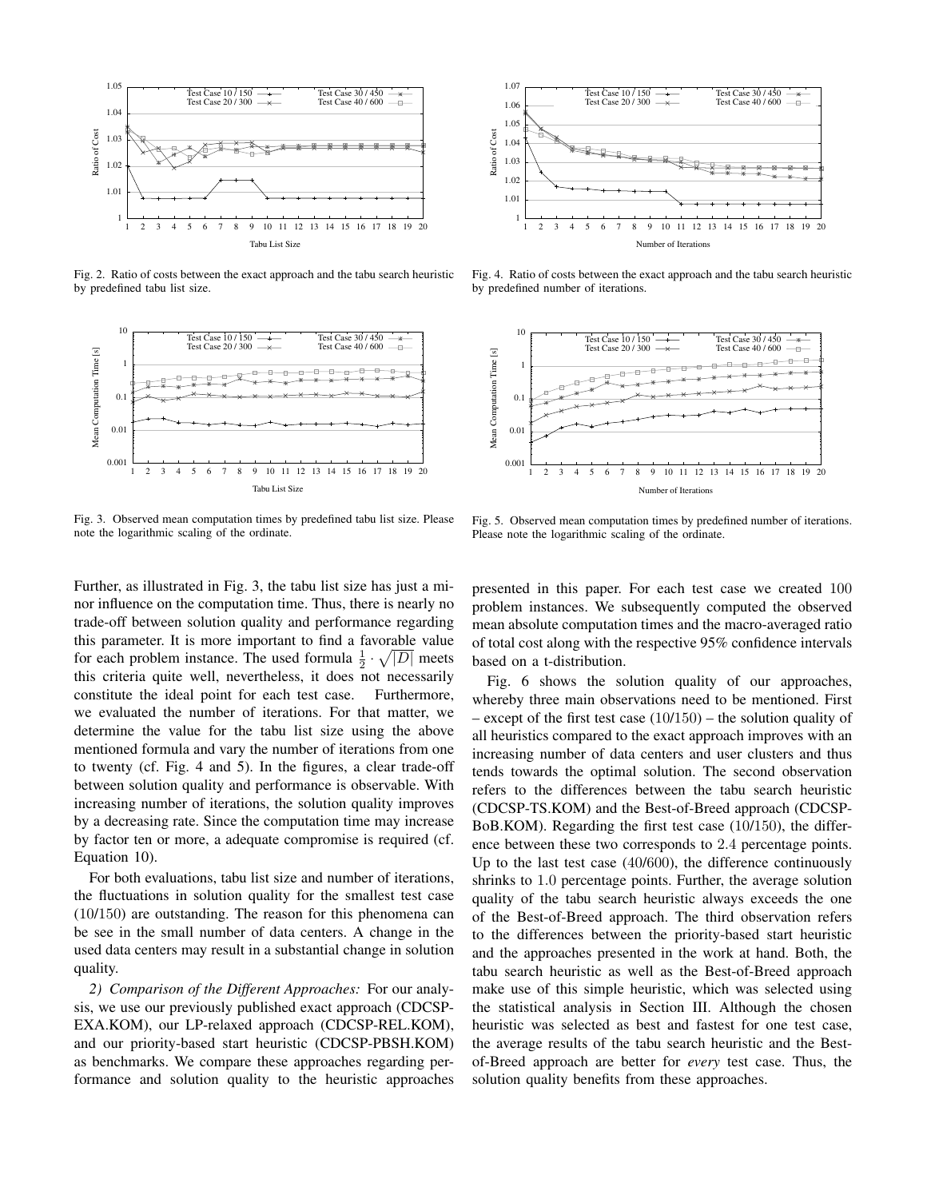Fig. 2. Ratio of costs between the exact approach and the tabu search heuristic by predefined tabu list size.

Fig. 4. Ratio of costs between the exact approach and the tabu search heuristic by predefined number of iterations.

Fig. 3. Observed mean computation times by predefined tabu list size. Please note the logarithmic scaling of the ordinate.

Fig. 5. Observed mean computation times by predefined number of iterations. Please note the logarithmic scaling of the ordinate.

Further, as illustrated in Fig. 3, the tabu list size has just a minor influence on the computation time. Thus, there is nearly no trade-off between solution quality and performance regarding this parameter. It is more important to find a favorable value for each problem instance. The used formula $\frac{1}{2} \cdot \sqrt{|D|}$ meets this criteria quite well, nevertheless, it does not necessarily constitute the ideal point for each test case. Furthermore, we evaluated the number of iterations. For that matter, we determine the value for the tabu list size using the above mentioned formula and vary the number of iterations from one to twenty (cf. Fig. 4 and 5). In the figures, a clear trade-off between solution quality and performance is observable. With increasing number of iterations, the solution quality improves by a decreasing rate. Since the computation time may increase by factor ten or more, a adequate compromise is required (cf. Equation 10).

For both evaluations, tabu list size and number of iterations, the fluctuations in solution quality for the smallest test case (10/150) are outstanding. The reason for this phenomena can be see in the small number of data centers. A change in the used data centers may result in a substantial change in solution quality.

*2) Comparison of the Different Approaches:* For our analysis, we use our previously published exact approach (CDCSP-EXA.KOM), our LP-relaxed approach (CDCSP-REL.KOM), and our priority-based start heuristic (CDCSP-PBSH.KOM) as benchmarks. We compare these approaches regarding performance and solution quality to the heuristic approaches presented in this paper. For each test case we created 100 problem instances. We subsequently computed the observed mean absolute computation times and the macro-averaged ratio of total cost along with the respective 95% confidence intervals based on a t-distribution.

Fig. 6 shows the solution quality of our approaches, whereby three main observations need to be mentioned. First – except of the first test case (10/150) – the solution quality of all heuristics compared to the exact approach improves with an increasing number of data centers and user clusters and thus tends towards the optimal solution. The second observation refers to the differences between the tabu search heuristic (CDCSP-TS.KOM) and the Best-of-Breed approach (CDCSP-BoB.KOM). Regarding the first test case (10/150), the difference between these two corresponds to 2.4 percentage points. Up to the last test case (40/600), the difference continuously shrinks to 1.0 percentage points. Further, the average solution quality of the tabu search heuristic always exceeds the one of the Best-of-Breed approach. The third observation refers to the differences between the priority-based start heuristic and the approaches presented in the work at hand. Both, the tabu search heuristic as well as the Best-of-Breed approach make use of this simple heuristic, which was selected using the statistical analysis in Section III. Although the chosen heuristic was selected as best and fastest for one test case, the average results of the tabu search heuristic and the Best-of-Breed approach are better for *every* test case. Thus, the solution quality benefits from these approaches.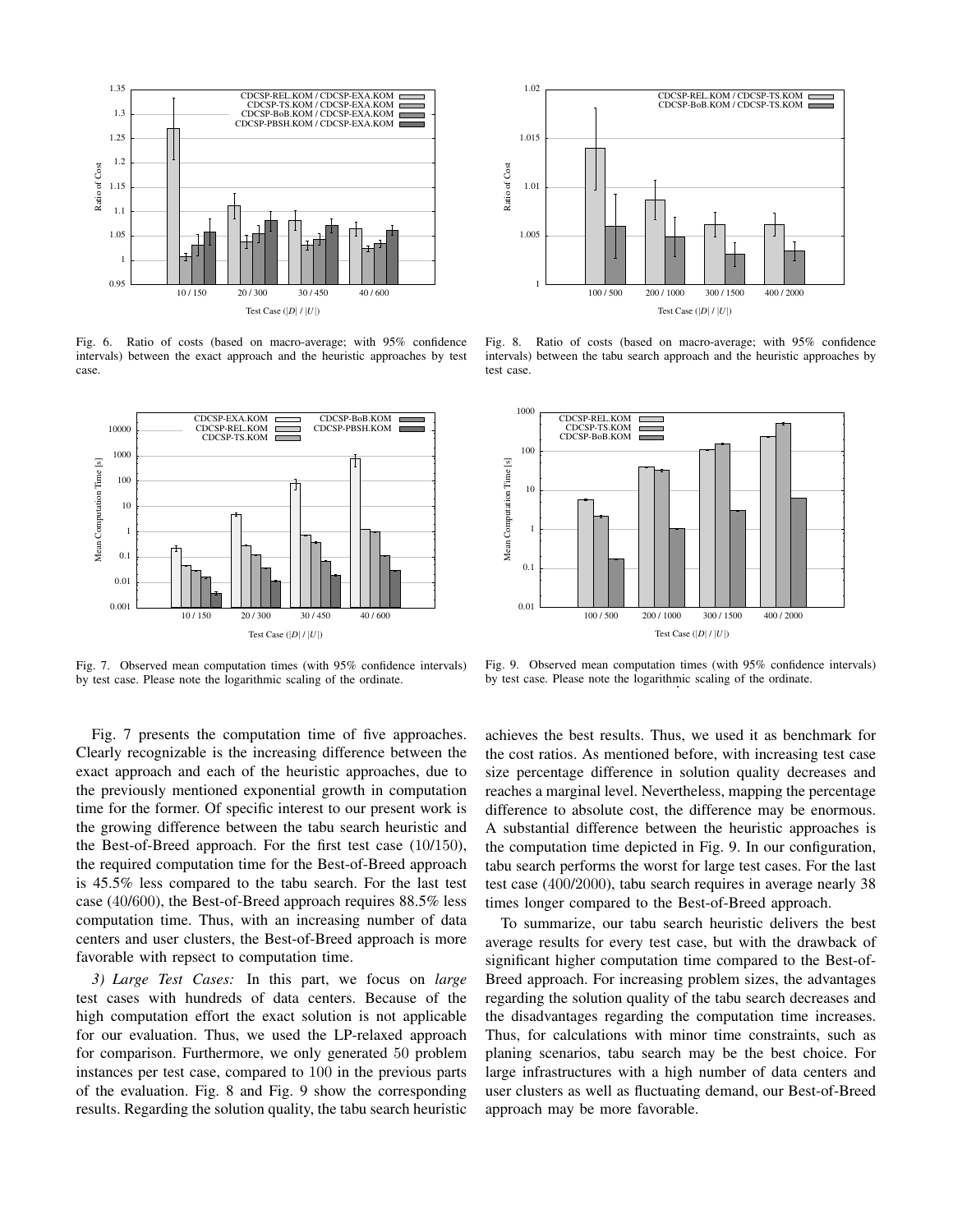Fig. 6. Ratio of costs (based on macro-average; with 95% confidence intervals) between the exact approach and the heuristic approaches by test case.

Fig. 8. Ratio of costs (based on macro-average; with 95% confidence intervals) between the tabu search approach and the heuristic approaches by test case.

Fig. 7. Observed mean computation times (with 95% confidence intervals) by test case. Please note the logarithmic scaling of the ordinate.

Fig. 9. Observed mean computation times (with 95% confidence intervals) by test case. Please note the logarithmic scaling of the ordinate.

Fig. 7 presents the computation time of five approaches. Clearly recognizable is the increasing difference between the exact approach and each of the heuristic approaches, due to the previously mentioned exponential growth in computation time for the former. Of specific interest to our present work is the growing difference between the tabu search heuristic and the Best-of-Breed approach. For the first test case (10/150), the required computation time for the Best-of-Breed approach is 45.5% less compared to the tabu search. For the last test case (40/600), the Best-of-Breed approach requires 88.5% less computation time. Thus, with an increasing number of data centers and user clusters, the Best-of-Breed approach is more favorable with repsect to computation time.

*3) Large Test Cases:* In this part, we focus on *large* test cases with hundreds of data centers. Because of the high computation effort the exact solution is not applicable for our evaluation. Thus, we used the LP-relaxed approach for comparison. Furthermore, we only generated 50 problem instances per test case, compared to 100 in the previous parts of the evaluation. Fig. 8 and Fig. 9 show the corresponding results. Regarding the solution quality, the tabu search heuristic achieves the best results. Thus, we used it as benchmark for the cost ratios. As mentioned before, with increasing test case size percentage difference in solution quality decreases and reaches a marginal level. Nevertheless, mapping the percentage difference to absolute cost, the difference may be enormous. A substantial difference between the heuristic approaches is the computation time depicted in Fig. 9. In our configuration, tabu search performs the worst for large test cases. For the last test case (400/2000), tabu search requires in average nearly 38 times longer compared to the Best-of-Breed approach.

To summarize, our tabu search heuristic delivers the best average results for every test case, but with the drawback of significant higher computation time compared to the Best-of-Breed approach. For increasing problem sizes, the advantages regarding the solution quality of the tabu search decreases and the disadvantages regarding the computation time increases. Thus, for calculations with minor time constraints, such as planing scenarios, tabu search may be the best choice. For large infrastructures with a high number of data centers and user clusters as well as fluctuating demand, our Best-of-Breed approach may be more favorable.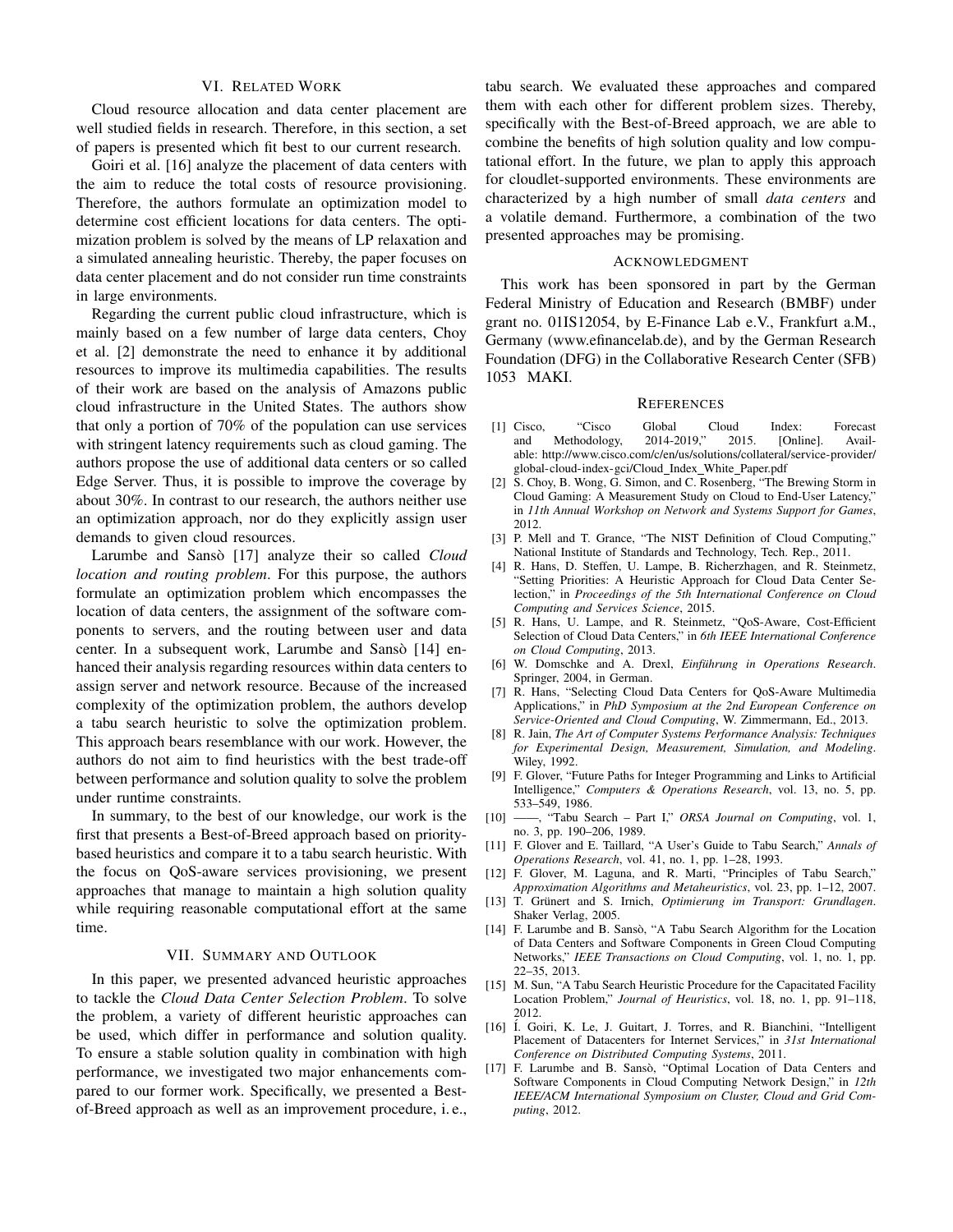## VI. Related Work

Cloud resource allocation and data center placement are well studied fields in research. Therefore, in this section, a set of papers is presented which fit best to our current research.

Goiri et al. [16] analyze the placement of data centers with the aim to reduce the total costs of resource provisioning. Therefore, the authors formulate an optimization model to determine cost efficient locations for data centers. The optimization problem is solved by the means of LP relaxation and a simulated annealing heuristic. Thereby, the paper focuses on data center placement and do not consider run time constraints in large environments.

Regarding the current public cloud infrastructure, which is mainly based on a few number of large data centers, Choy et al. [2] demonstrate the need to enhance it by additional resources to improve its multimedia capabilities. The results of their work are based on the analysis of Amazons public cloud infrastructure in the United States. The authors show that only a portion of 70% of the population can use services with stringent latency requirements such as cloud gaming. The authors propose the use of additional data centers or so called Edge Server. Thus, it is possible to improve the coverage by about 30%. In contrast to our research, the authors neither use an optimization approach, nor do they explicitly assign user demands to given cloud resources.

Larumbe and Sansò [17] analyze their so called *Cloud location and routing problem*. For this purpose, the authors formulate an optimization problem which encompasses the location of data centers, the assignment of the software components to servers, and the routing between user and data center. In a subsequent work, Larumbe and Sansò [14] enhanced their analysis regarding resources within data centers to assign server and network resource. Because of the increased complexity of the optimization problem, the authors develop a tabu search heuristic to solve the optimization problem. This approach bears resemblance with our work. However, the authors do not aim to find heuristics with the best trade-off between performance and solution quality to solve the problem under runtime constraints.

In summary, to the best of our knowledge, our work is the first that presents a Best-of-Breed approach based on priority-based heuristics and compare it to a tabu search heuristic. With the focus on QoS-aware services provisioning, we present approaches that manage to maintain a high solution quality while requiring reasonable computational effort at the same time.

## VII. Summary and Outlook

In this paper, we presented advanced heuristic approaches to tackle the *Cloud Data Center Selection Problem*. To solve the problem, a variety of different heuristic approaches can be used, which differ in performance and solution quality. To ensure a stable solution quality in combination with high performance, we investigated two major enhancements compared to our former work. Specifically, we presented a Best-of-Breed approach as well as an improvement procedure, i. e., tabu search. We evaluated these approaches and compared them with each other for different problem sizes. Thereby, specifically with the Best-of-Breed approach, we are able to combine the benefits of high solution quality and low computational effort. In the future, we plan to apply this approach for cloudlet-supported environments. These environments are characterized by a high number of small *data centers* and a volatile demand. Furthermore, a combination of the two presented approaches may be promising.

## Acknowledgment

This work has been sponsored in part by the German Federal Ministry of Education and Research (BMBF) under grant no. 01IS12054, by E-Finance Lab e.V., Frankfurt a.M., Germany (www.efinancelab.de), and by the German Research Foundation (DFG) in the Collaborative Research Center (SFB) 1053 MAKI.

## References

[1] Cisco, "Cisco Global Cloud Index: Forecast and Methodology, 2014-2019," 2015. [Online]. Available: http://www.cisco.com/c/en/us/solutions/collateral/service-provider/global-cloud-index-gci/Cloud_Index_White_Paper.pdf

[2] S. Choy, B. Wong, G. Simon, and C. Rosenberg, "The Brewing Storm in Cloud Gaming: A Measurement Study on Cloud to End-User Latency," in *11th Annual Workshop on Network and Systems Support for Games*, 2012.

[3] P. Mell and T. Grance, "The NIST Definition of Cloud Computing," National Institute of Standards and Technology, Tech. Rep., 2011.

[4] R. Hans, D. Steffen, U. Lampe, B. Richerzhagen, and R. Steinmetz, "Setting Priorities: A Heuristic Approach for Cloud Data Center Selection," in *Proceedings of the 5th International Conference on Cloud Computing and Services Science*, 2015.

[5] R. Hans, U. Lampe, and R. Steinmetz, "QoS-Aware, Cost-Efficient Selection of Cloud Data Centers," in *6th IEEE International Conference on Cloud Computing*, 2013.

[6] W. Domschke and A. Drexl, *Einführung in Operations Research*. Springer, 2004, in German.

[7] R. Hans, "Selecting Cloud Data Centers for QoS-Aware Multimedia Applications," in *PhD Symposium at the 2nd European Conference on Service-Oriented and Cloud Computing*, W. Zimmermann, Ed., 2013.

[8] R. Jain, *The Art of Computer Systems Performance Analysis: Techniques for Experimental Design, Measurement, Simulation, and Modeling*. Wiley, 1992.

[9] F. Glover, "Future Paths for Integer Programming and Links to Artificial Intelligence," *Computers & Operations Research*, vol. 13, no. 5, pp. 533–549, 1986.

[10] ——, "Tabu Search – Part I," *ORSA Journal on Computing*, vol. 1, no. 3, pp. 190–206, 1989.

[11] F. Glover and E. Taillard, "A User's Guide to Tabu Search," *Annals of Operations Research*, vol. 41, no. 1, pp. 1–28, 1993.

[12] F. Glover, M. Laguna, and R. Marti, "Principles of Tabu Search," *Approximation Algorithms and Metaheuristics*, vol. 23, pp. 1–12, 2007.

[13] T. Grünert and S. Irnich, *Optimierung im Transport: Grundlagen*. Shaker Verlag, 2005.

[14] F. Larumbe and B. Sansò, "A Tabu Search Algorithm for the Location of Data Centers and Software Components in Green Cloud Computing Networks," *IEEE Transactions on Cloud Computing*, vol. 1, no. 1, pp. 22–35, 2013.

[15] M. Sun, "A Tabu Search Heuristic Procedure for the Capacitated Facility Location Problem," *Journal of Heuristics*, vol. 18, no. 1, pp. 91–118, 2012.

[16] Í. Goiri, K. Le, J. Guitart, J. Torres, and R. Bianchini, "Intelligent Placement of Datacenters for Internet Services," in *31st International Conference on Distributed Computing Systems*, 2011.

[17] F. Larumbe and B. Sansò, "Optimal Location of Data Centers and Software Components in Cloud Computing Network Design," in *12th IEEE/ACM International Symposium on Cluster, Cloud and Grid Computing*, 2012.